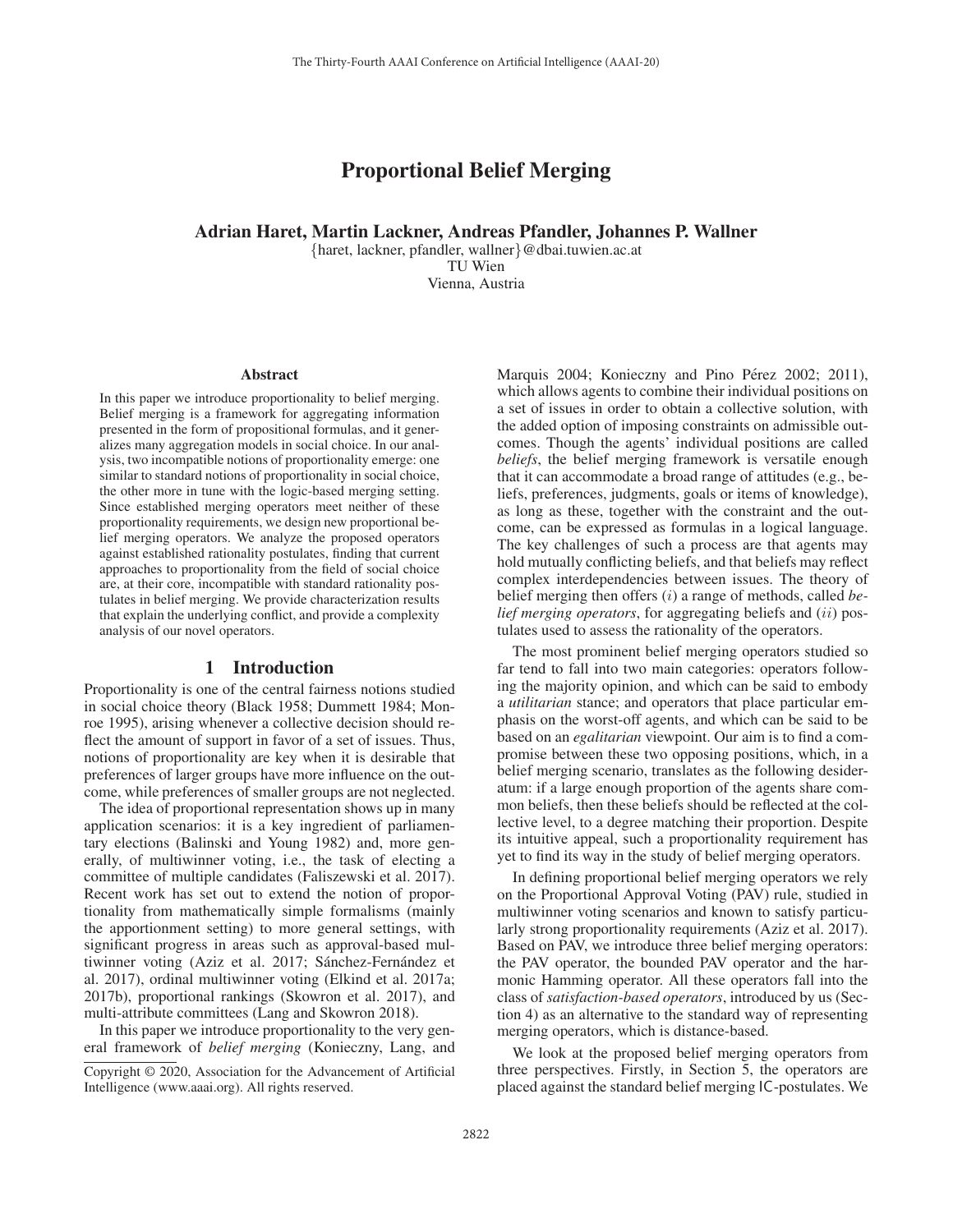# Proportional Belief Merging

**Adrian Haret, Martin Lackner, Andreas Pfandler, Johannes P. Wallner**

{haret, lackner, pfandler, wallner}@dbai.tuwien.ac.at
TU Wien
Vienna, Austria

## Abstract

In this paper we introduce proportionality to belief merging. Belief merging is a framework for aggregating information presented in the form of propositional formulas, and it generalizes many aggregation models in social choice. In our analysis, two incompatible notions of proportionality emerge: one similar to standard notions of proportionality in social choice, the other more in tune with the logic-based merging setting. Since established merging operators meet neither of these proportionality requirements, we design new proportional belief merging operators. We analyze the proposed operators against established rationality postulates, finding that current approaches to proportionality from the field of social choice are, at their core, incompatible with standard rationality postulates in belief merging. We provide characterization results that explain the underlying conflict, and provide a complexity analysis of our novel operators.

## 1 Introduction

Proportionality is one of the central fairness notions studied in social choice theory (Black 1958; Dummett 1984; Monroe 1995), arising whenever a collective decision should reflect the amount of support in favor of a set of issues. Thus, notions of proportionality are key when it is desirable that preferences of larger groups have more influence on the outcome, while preferences of smaller groups are not neglected.

The idea of proportional representation shows up in many application scenarios: it is a key ingredient of parliamentary elections (Balinski and Young 1982) and, more generally, of multiwinner voting, i.e., the task of electing a committee of multiple candidates (Faliszewski et al. 2017). Recent work has set out to extend the notion of proportionality from mathematically simple formalisms (mainly the apportionment setting) to more general settings, with significant progress in areas such as approval-based multiwinner voting (Aziz et al. 2017; Sánchez-Fernández et al. 2017), ordinal multiwinner voting (Elkind et al. 2017a; 2017b), proportional rankings (Skowron et al. 2017), and multi-attribute committees (Lang and Skowron 2018).

In this paper we introduce proportionality to the very general framework of *belief merging* (Konieczny, Lang, and Marquis 2004; Konieczny and Pino Pérez 2002; 2011), which allows agents to combine their individual positions on a set of issues in order to obtain a collective solution, with the added option of imposing constraints on admissible outcomes. Though the agents' individual positions are called *beliefs*, the belief merging framework is versatile enough that it can accommodate a broad range of attitudes (e.g., beliefs, preferences, judgments, goals or items of knowledge), as long as these, together with the constraint and the outcome, can be expressed as formulas in a logical language. The key challenges of such a process are that agents may hold mutually conflicting beliefs, and that beliefs may reflect complex interdependencies between issues. The theory of belief merging then offers $(i)$ a range of methods, called *belief merging operators*, for aggregating beliefs and $(ii)$ postulates used to assess the rationality of the operators.

The most prominent belief merging operators studied so far tend to fall into two main categories: operators following the majority opinion, and which can be said to embody a *utilitarian* stance; and operators that place particular emphasis on the worst-off agents, and which can be said to be based on an *egalitarian* viewpoint. Our aim is to find a compromise between these two opposing positions, which, in a belief merging scenario, translates as the following desideratum: if a large enough proportion of the agents share common beliefs, then these beliefs should be reflected at the collective level, to a degree matching their proportion. Despite its intuitive appeal, such a proportionality requirement has yet to find its way in the study of belief merging operators.

In defining proportional belief merging operators we rely on the Proportional Approval Voting (PAV) rule, studied in multiwinner voting scenarios and known to satisfy particularly strong proportionality requirements (Aziz et al. 2017). Based on PAV, we introduce three belief merging operators: the PAV operator, the bounded PAV operator and the harmonic Hamming operator. All these operators fall into the class of *satisfaction-based operators*, introduced by us (Section 4) as an alternative to the standard way of representing merging operators, which is distance-based.

We look at the proposed belief merging operators from three perspectives. Firstly, in Section 5, the operators are placed against the standard belief merging IC-postulates. We

Copyright © 2020, Association for the Advancement of Artificial Intelligence (www.aaai.org). All rights reserved.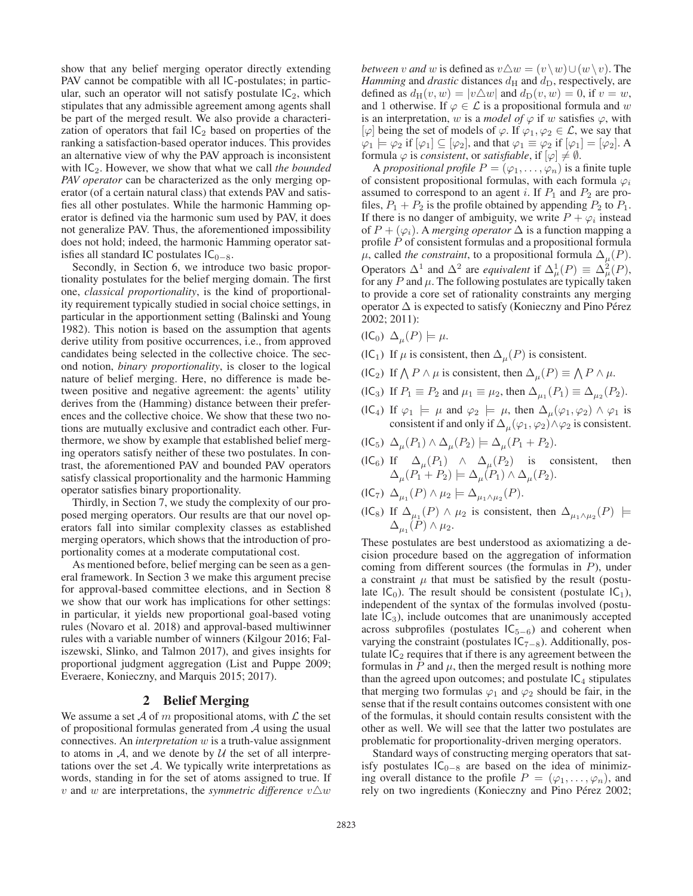show that any belief merging operator directly extending PAV cannot be compatible with all IC-postulates; in particular, such an operator will not satisfy postulate $\mathsf{IC}_2$, which stipulates that any admissible agreement among agents shall be part of the merged result. We also provide a characterization of operators that fail $\mathsf{IC}_2$ based on properties of the ranking a satisfaction-based operator induces. This provides an alternative view of why the PAV approach is inconsistent with $\mathsf{IC}_2$. However, we show that what we call *the bounded PAV operator* can be characterized as the only merging operator (of a certain natural class) that extends PAV and satisfies all other postulates. While the harmonic Hamming operator is defined via the harmonic sum used by PAV, it does not generalize PAV. Thus, the aforementioned impossibility does not hold; indeed, the harmonic Hamming operator satisfies all standard IC postulates $\mathsf{IC}_{0-8}$.

Secondly, in Section 6, we introduce two basic proportionality postulates for the belief merging domain. The first one, *classical proportionality*, is the kind of proportionality requirement typically studied in social choice settings, in particular in the apportionment setting (Balinski and Young 1982). This notion is based on the assumption that agents derive utility from positive occurrences, i.e., from approved candidates being selected in the collective choice. The second notion, *binary proportionality*, is closer to the logical nature of belief merging. Here, no difference is made between positive and negative agreement: the agents' utility derives from the (Hamming) distance between their preferences and the collective choice. We show that these two notions are mutually exclusive and contradict each other. Furthermore, we show by example that established belief merging operators satisfy neither of these two postulates. In contrast, the aforementioned PAV and bounded PAV operators satisfy classical proportionality and the harmonic Hamming operator satisfies binary proportionality.

Thirdly, in Section 7, we study the complexity of our proposed merging operators. Our results are that our novel operators fall into similar complexity classes as established merging operators, which shows that the introduction of proportionality comes at a moderate computational cost.

As mentioned before, belief merging can be seen as a general framework. In Section 3 we make this argument precise for approval-based committee elections, and in Section 8 we show that our work has implications for other settings: in particular, it yields new proportional goal-based voting rules (Novaro et al. 2018) and approval-based multiwinner rules with a variable number of winners (Kilgour 2016; Faliszewski, Slinko, and Talmon 2017), and gives insights for proportional judgment aggregation (List and Puppe 2009; Everaere, Konieczny, and Marquis 2015; 2017).

## 2 Belief Merging

We assume a set $\mathcal{A}$ of $m$ propositional atoms, with $\mathcal{L}$ the set of propositional formulas generated from $\mathcal{A}$ using the usual connectives. An *interpretation* $w$ is a truth-value assignment to atoms in $\mathcal{A}$, and we denote by $\mathcal{U}$ the set of all interpretations over the set $\mathcal{A}$. We typically write interpretations as words, standing in for the set of atoms assigned to true. If $v$ and $w$ are interpretations, the *symmetric difference* $v \triangle w$ *between* $v$ *and* $w$ is defined as $v \triangle w = (v \setminus w) \cup (w \setminus v)$. The *Hamming* and *drastic* distances $d_{\mathrm{H}}$ and $d_{\mathrm{D}}$, respectively, are defined as $d_{\mathrm{H}}(v, w) = |v \triangle w|$ and $d_{\mathrm{D}}(v, w) = 0$, if $v = w$, and 1 otherwise. If $\varphi \in \mathcal{L}$ is a propositional formula and $w$ is an interpretation, $w$ is a *model of* $\varphi$ if $w$ satisfies $\varphi$, with $[\varphi]$ being the set of models of $\varphi$. If $\varphi_1, \varphi_2 \in \mathcal{L}$, we say that $\varphi_1 \models \varphi_2$ if $[\varphi_1] \subseteq [\varphi_2]$, and that $\varphi_1 \equiv \varphi_2$ if $[\varphi_1] = [\varphi_2]$. A formula $\varphi$ is *consistent*, or *satisfiable*, if $[\varphi] \neq \emptyset$.

A *propositional profile* $P = (\varphi_1, \ldots, \varphi_n)$ is a finite tuple of consistent propositional formulas, with each formula $\varphi_i$ assumed to correspond to an agent $i$. If $P_1$ and $P_2$ are profiles, $P_1 + P_2$ is the profile obtained by appending $P_2$ to $P_1$. If there is no danger of ambiguity, we write $P + \varphi_i$ instead of $P + (\varphi_i)$. A *merging operator* $\Delta$ is a function mapping a profile $P$ of consistent formulas and a propositional formula $\mu$, called *the constraint*, to a propositional formula $\Delta_\mu(P)$. Operators $\Delta^1$ and $\Delta^2$ are *equivalent* if $\Delta^1_\mu(P) \equiv \Delta^2_\mu(P)$, for any $P$ and $\mu$. The following postulates are typically taken to provide a core set of rationality constraints any merging operator $\Delta$ is expected to satisfy (Konieczny and Pino Pérez 2002; 2011):

($\mathsf{IC}_0$) $\Delta_\mu(P) \models \mu$.

($\mathsf{IC}_1$) If $\mu$ is consistent, then $\Delta_\mu(P)$ is consistent.

($\mathsf{IC}_2$) If $\bigwedge P \wedge \mu$ is consistent, then $\Delta_\mu(P) \equiv \bigwedge P \wedge \mu$.

($\mathsf{IC}_3$) If $P_1 \equiv P_2$ and $\mu_1 \equiv \mu_2$, then $\Delta_{\mu_1}(P_1) \equiv \Delta_{\mu_2}(P_2)$.

($\mathsf{IC}_4$) If $\varphi_1 \models \mu$ and $\varphi_2 \models \mu$, then $\Delta_\mu(\varphi_1, \varphi_2) \wedge \varphi_1$ is consistent if and only if $\Delta_\mu(\varphi_1, \varphi_2) \wedge \varphi_2$ is consistent.

($\mathsf{IC}_5$) $\Delta_\mu(P_1) \wedge \Delta_\mu(P_2) \models \Delta_\mu(P_1 + P_2)$.

($\mathsf{IC}_6$) If $\Delta_\mu(P_1) \wedge \Delta_\mu(P_2)$ is consistent, then $\Delta_\mu(P_1 + P_2) \models \Delta_\mu(P_1) \wedge \Delta_\mu(P_2)$.

($\mathsf{IC}_7$) $\Delta_{\mu_1}(P) \wedge \mu_2 \models \Delta_{\mu_1 \wedge \mu_2}(P)$.

($\mathsf{IC}_8$) If $\Delta_{\mu_1}(P) \wedge \mu_2$ is consistent, then $\Delta_{\mu_1 \wedge \mu_2}(P) \models \Delta_{\mu_1}(P) \wedge \mu_2$.

These postulates are best understood as axiomatizing a decision procedure based on the aggregation of information coming from different sources (the formulas in $P$), under a constraint $\mu$ that must be satisfied by the result (postulate $\mathsf{IC}_0$). The result should be consistent (postulate $\mathsf{IC}_1$), independent of the syntax of the formulas involved (postulate $\mathsf{IC}_3$), include outcomes that are unanimously accepted across subprofiles (postulates $\mathsf{IC}_{5-6}$) and coherent when varying the constraint (postulates $\mathsf{IC}_{7-8}$). Additionally, postulate $\mathsf{IC}_2$ requires that if there is any agreement between the formulas in $P$ and $\mu$, then the merged result is nothing more than the agreed upon outcomes; and postulate $\mathsf{IC}_4$ stipulates that merging two formulas $\varphi_1$ and $\varphi_2$ should be fair, in the sense that if the result contains outcomes consistent with one of the formulas, it should contain results consistent with the other as well. We will see that the latter two postulates are problematic for proportionality-driven merging operators.

Standard ways of constructing merging operators that satisfy postulates $\mathsf{IC}_{0-8}$ are based on the idea of minimizing overall distance to the profile $P = (\varphi_1, \ldots, \varphi_n)$, and rely on two ingredients (Konieczny and Pino Pérez 2002;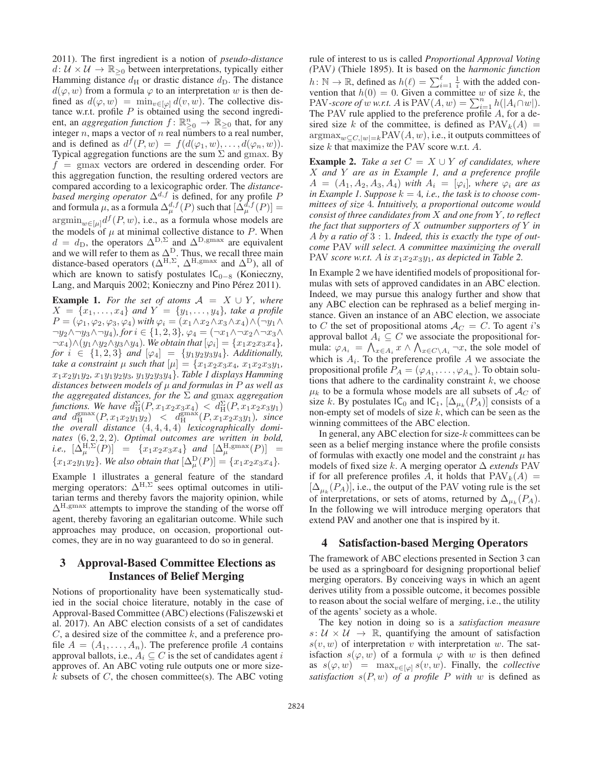2011). The first ingredient is a notion of *pseudo-distance* $d: \mathcal{U} \times \mathcal{U} \to \mathbb{R}_{\geq 0}$ between interpretations, typically either Hamming distance $d_{\mathrm{H}}$ or drastic distance $d_{\mathrm{D}}$. The distance $d(\varphi, w)$ from a formula $\varphi$ to an interpretation $w$ is then defined as $d(\varphi, w) = \min_{v \in [\varphi]} d(v, w)$. The collective distance w.r.t. profile $P$ is obtained using the second ingredient, an *aggregation function* $f: \mathbb{R}^n_{\geq 0} \to \mathbb{R}_{\geq 0}$ that, for any integer $n$, maps a vector of $n$ real numbers to a real number, and is defined as $d^f(P, w) = f(d(\varphi_1, w), \ldots, d(\varphi_n, w))$. Typical aggregation functions are the sum $\Sigma$ and gmax. By $f = \mathrm{gmax}$ vectors are ordered in descending order. For this aggregation function, the resulting ordered vectors are compared according to a lexicographic order. The *distance-based merging operator* $\Delta^{d,f}$ is defined, for any profile $P$ and formula $\mu$, as a formula $\Delta^{d,f}_\mu(P)$ such that $[\Delta^{d,f}_\mu(P)] = \mathrm{argmin}_{w \in [\mu]} d^f(P, w)$, i.e., as a formula whose models are the models of $\mu$ at minimal collective distance to $P$. When $d = d_{\mathrm{D}}$, the operators $\Delta^{\mathrm{D},\Sigma}$ and $\Delta^{\mathrm{D},\mathrm{gmax}}$ are equivalent and we will refer to them as $\Delta^{\mathrm{D}}$. Thus, we recall three main distance-based operators ($\Delta^{\mathrm{H},\Sigma}$, $\Delta^{\mathrm{H},\mathrm{gmax}}$ and $\Delta^{\mathrm{D}}$), all of which are known to satisfy postulates $\mathsf{IC}_{0-8}$ (Konieczny, Lang, and Marquis 2002; Konieczny and Pino Pérez 2011).

**Example 1.** *For the set of atoms $\mathcal{A} = X \cup Y$, where $X = \{x_1, \ldots, x_4\}$ and $Y = \{y_1, \ldots, y_4\}$, take a profile $P = (\varphi_1, \varphi_2, \varphi_3, \varphi_4)$ with $\varphi_i = (x_1 \wedge x_2 \wedge x_3 \wedge x_4) \wedge (\neg y_1 \wedge \neg y_2 \wedge \neg y_3 \wedge \neg y_4)$, for $i \in \{1, 2, 3\}$, $\varphi_4 = (\neg x_1 \wedge \neg x_2 \wedge \neg x_3 \wedge \neg x_4) \wedge (y_1 \wedge y_2 \wedge y_3 \wedge y_4)$. We obtain that $[\varphi_i] = \{x_1x_2x_3x_4\}$, for $i \in \{1, 2, 3\}$ and $[\varphi_4] = \{y_1y_2y_3y_4\}$. Additionally, take a constraint $\mu$ such that $[\mu] = \{x_1x_2x_3x_4, x_1x_2x_3y_1, x_1x_2y_1y_2, x_1y_1y_2y_3, y_1y_2y_3y_4\}$. Table 1 displays Hamming distances between models of $\mu$ and formulas in $P$ as well as the aggregated distances, for the $\Sigma$ and gmax aggregation functions. We have $d^{\Sigma}_{\mathrm{H}}(P, x_1x_2x_3x_4) < d^{\Sigma}_{\mathrm{H}}(P, x_1x_2x_3y_1)$ and $d^{\mathrm{gmax}}_{\mathrm{H}}(P, x_1x_2y_1y_2) < d^{\mathrm{gmax}}_{\mathrm{H}}(P, x_1x_2x_3y_1)$, since the overall distance $(4, 4, 4, 4)$ lexicographically dominates $(6, 2, 2, 2)$. Optimal outcomes are written in bold, i.e., $[\Delta^{\mathrm{H},\Sigma}_\mu(P)] = \{x_1x_2x_3x_4\}$ and $[\Delta^{\mathrm{H},\mathrm{gmax}}_\mu(P)] = \{x_1x_2y_1y_2\}$. We also obtain that $[\Delta^{\mathrm{D}}_\mu(P)] = \{x_1x_2x_3x_4\}$.*

Example 1 illustrates a general feature of the standard merging operators: $\Delta^{\mathrm{H},\Sigma}$ sees optimal outcomes in utilitarian terms and thereby favors the majority opinion, while $\Delta^{\mathrm{H},\mathrm{gmax}}$ attempts to improve the standing of the worse off agent, thereby favoring an egalitarian outcome. While such approaches may produce, on occasion, proportional outcomes, they are in no way guaranteed to do so in general.

## 3 Approval-Based Committee Elections as Instances of Belief Merging

Notions of proportionality have been systematically studied in the social choice literature, notably in the case of Approval-Based Committee (ABC) elections (Faliszewski et al. 2017). An ABC election consists of a set of candidates $C$, a desired size of the committee $k$, and a preference profile $A = (A_1, \ldots, A_n)$. The preference profile $A$ contains approval ballots, i.e., $A_i \subseteq C$ is the set of candidates agent $i$ approves of. An ABC voting rule outputs one or more size-$k$ subsets of $C$, the chosen committee(s). The ABC voting rule of interest to us is called *Proportional Approval Voting (*PAV*)* (Thiele 1895). It is based on the *harmonic function* $h: \mathbb{N} \to \mathbb{R}$, defined as $h(\ell) = \sum_{i=1}^{\ell} \frac{1}{i}$ with the added convention that $h(0) = 0$. Given a committee $w$ of size $k$, the PAV*-score of $w$ w.r.t. $A$* is $\mathrm{PAV}(A, w) = \sum_{i=1}^{n} h(|A_i \cap w|)$. The PAV rule applied to the preference profile $A$, for a desired size $k$ of the committee, is defined as $\mathrm{PAV}_k(A) = \mathrm{argmax}_{w \subseteq C, |w|=k} \mathrm{PAV}(A, w)$, i.e., it outputs committees of size $k$ that maximize the PAV score w.r.t. $A$.

**Example 2.** *Take a set $C = X \cup Y$ of candidates, where $X$ and $Y$ are as in Example 1, and a preference profile $A = (A_1, A_2, A_3, A_4)$ with $A_i = [\varphi_i]$, where $\varphi_i$ are as in Example 1. Suppose $k = 4$, i.e., the task is to choose committees of size 4. Intuitively, a proportional outcome would consist of three candidates from $X$ and one from $Y$, to reflect the fact that supporters of $X$ outnumber supporters of $Y$ in $A$ by a ratio of $3 : 1$. Indeed, this is exactly the type of outcome* PAV *will select. A committee maximizing the overall* PAV *score w.r.t. $A$ is $x_1x_2x_3y_1$, as depicted in Table 2.*

In Example 2 we have identified models of propositional formulas with sets of approved candidates in an ABC election. Indeed, we may pursue this analogy further and show that any ABC election can be rephrased as a belief merging instance. Given an instance of an ABC election, we associate to $C$ the set of propositional atoms $\mathcal{A}_C = C$. To agent $i$'s approval ballot $A_i \subseteq C$ we associate the propositional formula: $\varphi_{A_i} = \bigwedge_{x \in A_i} x \wedge \bigwedge_{x \in C \setminus A_i} \neg x$, the sole model of which is $A_i$. To the preference profile $A$ we associate the propositional profile $P_A = (\varphi_{A_1}, \ldots, \varphi_{A_n})$. To obtain solutions that adhere to the cardinality constraint $k$, we choose $\mu_k$ to be a formula whose models are all subsets of $\mathcal{A}_C$ of size $k$. By postulates $\mathsf{IC}_0$ and $\mathsf{IC}_1$, $[\Delta_{\mu_k}(P_A)]$ consists of a non-empty set of models of size $k$, which can be seen as the winning committees of the ABC election.

In general, any ABC election for size-$k$ committees can be seen as a belief merging instance where the profile consists of formulas with exactly one model and the constraint $\mu$ has models of fixed size $k$. A merging operator $\Delta$ *extends* PAV if for all preference profiles $A$, it holds that $\mathrm{PAV}_k(A) = [\Delta_{\mu_k}(P_A)]$, i.e., the output of the PAV voting rule is the set of interpretations, or sets of atoms, returned by $\Delta_{\mu_k}(P_A)$. In the following we will introduce merging operators that extend PAV and another one that is inspired by it.

## 4 Satisfaction-based Merging Operators

The framework of ABC elections presented in Section 3 can be used as a springboard for designing proportional belief merging operators. By conceiving ways in which an agent derives utility from a possible outcome, it becomes possible to reason about the social welfare of merging, i.e., the utility of the agents' society as a whole.

The key notion in doing so is a *satisfaction measure* $s: \mathcal{U} \times \mathcal{U} \to \mathbb{R}$, quantifying the amount of satisfaction $s(v, w)$ of interpretation $v$ with interpretation $w$. The satisfaction $s(\varphi, w)$ of a formula $\varphi$ with $w$ is then defined as $s(\varphi, w) = \max_{v \in [\varphi]} s(v, w)$. Finally, the *collective satisfaction $s(P, w)$ of a profile $P$ with $w$* is defined as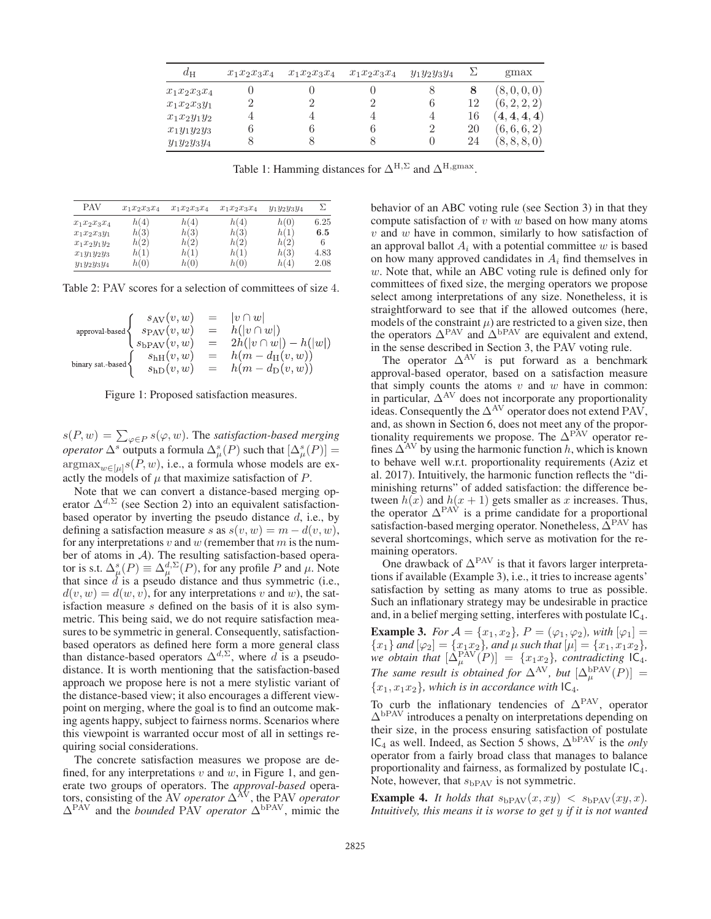| $d_{\mathrm{H}}$ | $x_1x_2x_3x_4$ | $x_1x_2x_3x_4$ | $x_1x_2x_3x_4$ | $y_1y_2y_3y_4$ | $\Sigma$ | gmax |
|---|---|---|---|---|---|---|
| $x_1x_2x_3x_4$ | 0 | 0 | 0 | 8 | **8** | $(8, 0, 0, 0)$ |
| $x_1x_2x_3y_1$ | 2 | 2 | 2 | 6 | 12 | $(6, 2, 2, 2)$ |
| $x_1x_2y_1y_2$ | 4 | 4 | 4 | 4 | 16 | $(\mathbf{4}, \mathbf{4}, \mathbf{4}, \mathbf{4})$ |
| $x_1y_1y_2y_3$ | 6 | 6 | 6 | 2 | 20 | $(6, 6, 6, 2)$ |
| $y_1y_2y_3y_4$ | 8 | 8 | 8 | 0 | 24 | $(8, 8, 8, 0)$ |

Table 1: Hamming distances for $\Delta^{\mathrm{H},\Sigma}$ and $\Delta^{\mathrm{H,gmax}}$.

| PAV | $x_1x_2x_3x_4$ | $x_1x_2x_3x_4$ | $x_1x_2x_3x_4$ | $y_1y_2y_3y_4$ | $\Sigma$ |
|---|---|---|---|---|---|
| $x_1x_2x_3x_4$ | $h(4)$ | $h(4)$ | $h(4)$ | $h(0)$ | 6.25 |
| $x_1x_2x_3y_1$ | $h(3)$ | $h(3)$ | $h(3)$ | $h(1)$ | **6.5** |
| $x_1x_2y_1y_2$ | $h(2)$ | $h(2)$ | $h(2)$ | $h(2)$ | 6 |
| $x_1y_1y_2y_3$ | $h(1)$ | $h(1)$ | $h(1)$ | $h(3)$ | 4.83 |
| $y_1y_2y_3y_4$ | $h(0)$ | $h(0)$ | $h(0)$ | $h(4)$ | 2.08 |

Table 2: PAV scores for a selection of committees of size 4.

$$
\text{approval-based}\begin{cases} s_{\mathrm{AV}}(v, w) &= |v \cap w| \\ s_{\mathrm{PAV}}(v, w) &= h(|v \cap w|) \\ s_{\mathrm{bPAV}}(v, w) &= 2h(|v \cap w|) - h(|w|) \end{cases}
$$
$$
\text{binary sat.-based}\begin{cases} s_{\mathrm{hH}}(v, w) &= h(m - d_{\mathrm{H}}(v, w)) \\ s_{\mathrm{hD}}(v, w) &= h(m - d_{\mathrm{D}}(v, w)) \end{cases}
$$

Figure 1: Proposed satisfaction measures.

$s(P, w) = \sum_{\varphi \in P} s(\varphi, w)$. The *satisfaction-based merging operator* $\Delta^s$ outputs a formula $\Delta^s_\mu(P)$ such that $[\Delta^s_\mu(P)] = \mathrm{argmax}_{w\in[\mu]} s(P, w)$, i.e., a formula whose models are exactly the models of $\mu$ that maximize satisfaction of $P$.

Note that we can convert a distance-based merging operator $\Delta^{d,\Sigma}$ (see Section 2) into an equivalent satisfaction-based operator by inverting the pseudo distance $d$, i.e., by defining a satisfaction measure $s$ as $s(v, w) = m - d(v, w)$, for any interpretations $v$ and $w$ (remember that $m$ is the number of atoms in $\mathcal{A}$). The resulting satisfaction-based operator is s.t. $\Delta^s_\mu(P) \equiv \Delta^{d,\Sigma}_\mu(P)$, for any profile $P$ and $\mu$. Note that since $d$ is a pseudo distance and thus symmetric (i.e., $d(v, w) = d(w, v)$, for any interpretations $v$ and $w$), the satisfaction measure $s$ defined on the basis of it is also symmetric. This being said, we do not require satisfaction measures to be symmetric in general. Consequently, satisfaction-based operators as defined here form a more general class than distance-based operators $\Delta^{d,\Sigma}$, where $d$ is a pseudo-distance. It is worth mentioning that the satisfaction-based approach we propose here is not a mere stylistic variant of the distance-based view; it also encourages a different viewpoint on merging, where the goal is to find an outcome making agents happy, subject to fairness norms. Scenarios where this viewpoint is warranted occur most of all in settings requiring social considerations.

The concrete satisfaction measures we propose are defined, for any interpretations $v$ and $w$, in Figure 1, and generate two groups of operators. The *approval-based* operators, consisting of the AV *operator* $\Delta^{\mathrm{AV}}$, the PAV *operator* $\Delta^{\mathrm{PAV}}$ and the *bounded* PAV *operator* $\Delta^{\mathrm{bPAV}}$, mimic the behavior of an ABC voting rule (see Section 3) in that they compute satisfaction of $v$ with $w$ based on how many atoms $v$ and $w$ have in common, similarly to how satisfaction of an approval ballot $A_i$ with a potential committee $w$ is based on how many approved candidates in $A_i$ find themselves in $w$. Note that, while an ABC voting rule is defined only for committees of fixed size, the merging operators we propose select among interpretations of any size. Nonetheless, it is straightforward to see that if the allowed outcomes (here, models of the constraint $\mu$) are restricted to a given size, then the operators $\Delta^{\mathrm{PAV}}$ and $\Delta^{\mathrm{bPAV}}$ are equivalent and extend, in the sense described in Section 3, the PAV voting rule.

The operator $\Delta^{\mathrm{AV}}$ is put forward as a benchmark approval-based operator, based on a satisfaction measure that simply counts the atoms $v$ and $w$ have in common: in particular, $\Delta^{\mathrm{AV}}$ does not incorporate any proportionality ideas. Consequently the $\Delta^{\mathrm{AV}}$ operator does not extend PAV, and, as shown in Section 6, does not meet any of the proportionality requirements we propose. The $\Delta^{\mathrm{PAV}}$ operator refines $\Delta^{\mathrm{AV}}$ by using the harmonic function $h$, which is known to behave well w.r.t. proportionality requirements (Aziz et al. 2017). Intuitively, the harmonic function reflects the "diminishing returns" of added satisfaction: the difference between $h(x)$ and $h(x+1)$ gets smaller as $x$ increases. Thus, the operator $\Delta^{\mathrm{PAV}}$ is a prime candidate for a proportional satisfaction-based merging operator. Nonetheless, $\Delta^{\mathrm{PAV}}$ has several shortcomings, which serve as motivation for the remaining operators.

One drawback of $\Delta^{\mathrm{PAV}}$ is that it favors larger interpretations if available (Example 3), i.e., it tries to increase agents' satisfaction by setting as many atoms to true as possible. Such an inflationary strategy may be undesirable in practice and, in a belief merging setting, interferes with postulate $\mathsf{IC}_4$.

**Example 3.** *For $\mathcal{A} = \{x_1, x_2\}$, $P = (\varphi_1, \varphi_2)$, with $[\varphi_1] = \{x_1\}$ and $[\varphi_2] = \{x_1x_2\}$, and $\mu$ such that $[\mu] = \{x_1, x_1x_2\}$, we obtain that $[\Delta^{\mathrm{PAV}}_\mu(P)] = \{x_1x_2\}$, contradicting $\mathsf{IC}_4$. The same result is obtained for $\Delta^{\mathrm{AV}}$, but $[\Delta^{\mathrm{bPAV}}_\mu(P)] = \{x_1, x_1x_2\}$, which is in accordance with $\mathsf{IC}_4$.*

To curb the inflationary tendencies of $\Delta^{\mathrm{PAV}}$, operator $\Delta^{\mathrm{bPAV}}$ introduces a penalty on interpretations depending on their size, in the process ensuring satisfaction of postulate $\mathsf{IC}_4$ as well. Indeed, as Section 5 shows, $\Delta^{\mathrm{bPAV}}$ is the *only* operator from a fairly broad class that manages to balance proportionality and fairness, as formalized by postulate $\mathsf{IC}_4$. Note, however, that $s_{\mathrm{bPAV}}$ is not symmetric.

**Example 4.** *It holds that $s_{\mathrm{bPAV}}(x, xy) < s_{\mathrm{bPAV}}(xy, x)$. Intuitively, this means it is worse to get $y$ if it is not wanted*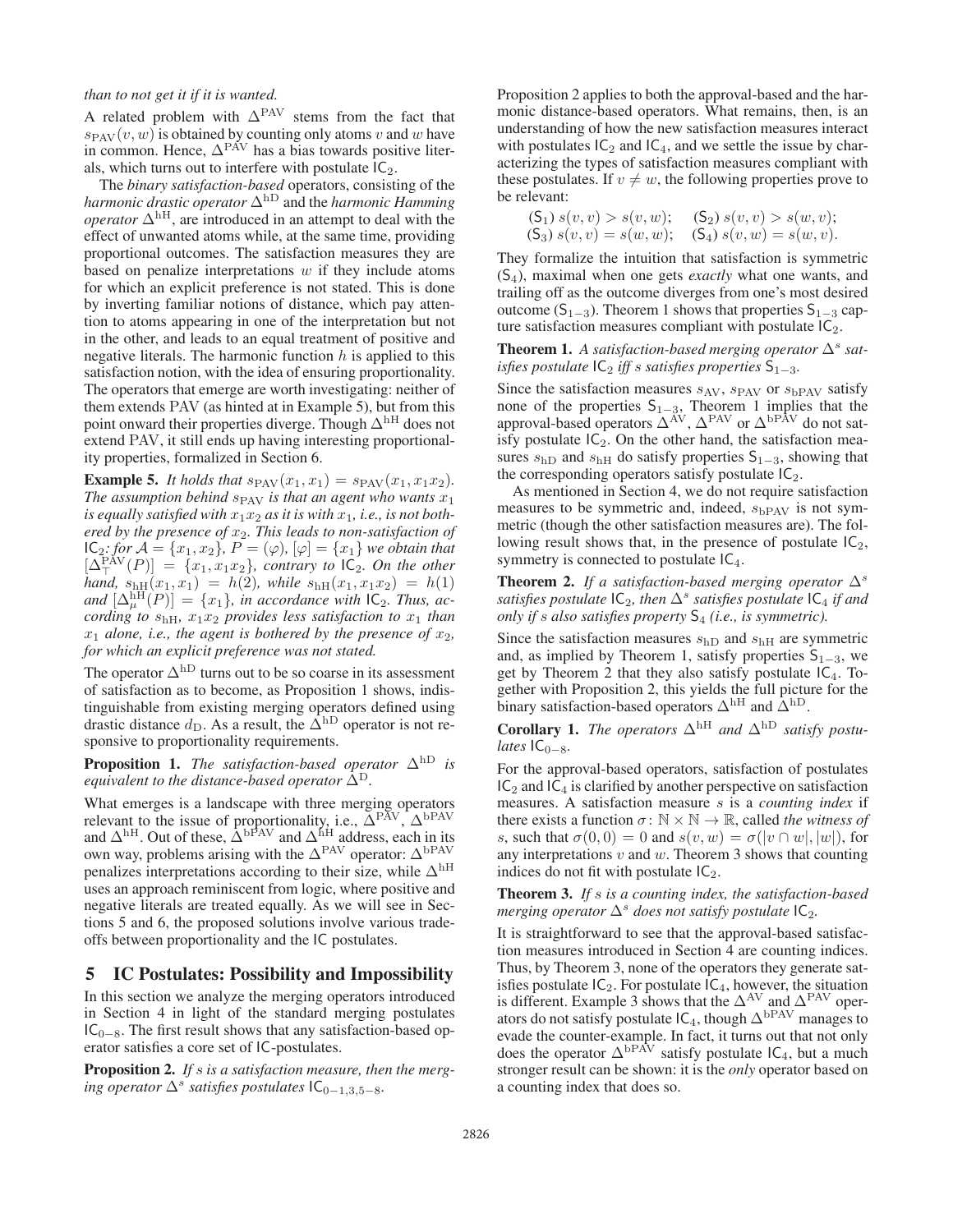*than to not get it if it is wanted.*

A related problem with $\Delta^{\text{PAV}}$ stems from the fact that $s_{\text{PAV}}(v, w)$ is obtained by counting only atoms $v$ and $w$ have in common. Hence, $\Delta^{\text{PAV}}$ has a bias towards positive literals, which turns out to interfere with postulate $\mathsf{IC}_2$.

The *binary satisfaction-based* operators, consisting of the *harmonic drastic operator* $\Delta^{\text{hD}}$ and the *harmonic Hamming operator* $\Delta^{\text{hH}}$, are introduced in an attempt to deal with the effect of unwanted atoms while, at the same time, providing proportional outcomes. The satisfaction measures they are based on penalize interpretations $w$ if they include atoms for which an explicit preference is not stated. This is done by inverting familiar notions of distance, which pay attention to atoms appearing in one of the interpretation but not in the other, and leads to an equal treatment of positive and negative literals. The harmonic function $h$ is applied to this satisfaction notion, with the idea of ensuring proportionality. The operators that emerge are worth investigating: neither of them extends PAV (as hinted at in Example 5), but from this point onward their properties diverge. Though $\Delta^{\text{hH}}$ does not extend PAV, it still ends up having interesting proportionality properties, formalized in Section 6.

**Example 5.** *It holds that $s_{\text{PAV}}(x_1, x_1) = s_{\text{PAV}}(x_1, x_1x_2)$. The assumption behind $s_{\text{PAV}}$ is that an agent who wants $x_1$ is equally satisfied with $x_1x_2$ as it is with $x_1$, i.e., is not bothered by the presence of $x_2$. This leads to non-satisfaction of $\mathsf{IC}_2$: for $\mathcal{A} = \{x_1, x_2\}$, $P = (\varphi)$, $[\varphi] = \{x_1\}$ we obtain that $[\Delta^{\text{PAV}}_{\top}(P)] = \{x_1, x_1x_2\}$, contrary to $\mathsf{IC}_2$. On the other hand, $s_{\text{hH}}(x_1, x_1) = h(2)$, while $s_{\text{hH}}(x_1, x_1x_2) = h(1)$ and $[\Delta^{\text{hH}}_{\mu}(P)] = \{x_1\}$, in accordance with $\mathsf{IC}_2$. Thus, according to $s_{\text{hH}}$, $x_1x_2$ provides less satisfaction to $x_1$ than $x_1$ alone, i.e., the agent is bothered by the presence of $x_2$, for which an explicit preference was not stated.*

The operator $\Delta^{\text{hD}}$ turns out to be so coarse in its assessment of satisfaction as to become, as Proposition 1 shows, indistinguishable from existing merging operators defined using drastic distance $d_{\text{D}}$. As a result, the $\Delta^{\text{hD}}$ operator is not responsive to proportionality requirements.

**Proposition 1.** *The satisfaction-based operator $\Delta^{\text{hD}}$ is equivalent to the distance-based operator $\Delta^{\text{D}}$.*

What emerges is a landscape with three merging operators relevant to the issue of proportionality, i.e., $\Delta^{\text{PAV}}$, $\Delta^{\text{bPAV}}$ and $\Delta^{\text{hH}}$. Out of these, $\Delta^{\text{bPAV}}$ and $\Delta^{\text{hH}}$ address, each in its own way, problems arising with the $\Delta^{\text{PAV}}$ operator: $\Delta^{\text{bPAV}}$ penalizes interpretations according to their size, while $\Delta^{\text{hH}}$ uses an approach reminiscent from logic, where positive and negative literals are treated equally. As we will see in Sections 5 and 6, the proposed solutions involve various trade-offs between proportionality and the $\mathsf{IC}$ postulates.

## 5 IC Postulates: Possibility and Impossibility

In this section we analyze the merging operators introduced in Section 4 in light of the standard merging postulates $\mathsf{IC}_{0-8}$. The first result shows that any satisfaction-based operator satisfies a core set of $\mathsf{IC}$-postulates.

**Proposition 2.** *If $s$ is a satisfaction measure, then the merging operator $\Delta^s$ satisfies postulates $\mathsf{IC}_{0-1,3,5-8}$.*

Proposition 2 applies to both the approval-based and the harmonic distance-based operators. What remains, then, is an understanding of how the new satisfaction measures interact with postulates $\mathsf{IC}_2$ and $\mathsf{IC}_4$, and we settle the issue by characterizing the types of satisfaction measures compliant with these postulates. If $v \neq w$, the following properties prove to be relevant:

$(\mathsf{S}_1)$ $s(v, v) > s(v, w)$; $\quad (\mathsf{S}_2)$ $s(v, v) > s(w, v)$;
$(\mathsf{S}_3)$ $s(v, v) = s(w, w)$; $\quad (\mathsf{S}_4)$ $s(v, w) = s(w, v)$.

They formalize the intuition that satisfaction is symmetric $(\mathsf{S}_4)$, maximal when one gets *exactly* what one wants, and trailing off as the outcome diverges from one's most desired outcome $(\mathsf{S}_{1-3})$. Theorem 1 shows that properties $\mathsf{S}_{1-3}$ capture satisfaction measures compliant with postulate $\mathsf{IC}_2$.

**Theorem 1.** *A satisfaction-based merging operator $\Delta^s$ satisfies postulate $\mathsf{IC}_2$ iff $s$ satisfies properties $\mathsf{S}_{1-3}$.*

Since the satisfaction measures $s_{\text{AV}}$, $s_{\text{PAV}}$ or $s_{\text{bPAV}}$ satisfy none of the properties $\mathsf{S}_{1-3}$, Theorem 1 implies that the approval-based operators $\Delta^{\text{AV}}$, $\Delta^{\text{PAV}}$ or $\Delta^{\text{bPAV}}$ do not satisfy postulate $\mathsf{IC}_2$. On the other hand, the satisfaction measures $s_{\text{hD}}$ and $s_{\text{hH}}$ do satisfy properties $\mathsf{S}_{1-3}$, showing that the corresponding operators satisfy postulate $\mathsf{IC}_2$.

As mentioned in Section 4, we do not require satisfaction measures to be symmetric and, indeed, $s_{\text{bPAV}}$ is not symmetric (though the other satisfaction measures are). The following result shows that, in the presence of postulate $\mathsf{IC}_2$, symmetry is connected to postulate $\mathsf{IC}_4$.

**Theorem 2.** *If a satisfaction-based merging operator $\Delta^s$ satisfies postulate $\mathsf{IC}_2$, then $\Delta^s$ satisfies postulate $\mathsf{IC}_4$ if and only if $s$ also satisfies property $\mathsf{S}_4$ (i.e., is symmetric).*

Since the satisfaction measures $s_{\text{hD}}$ and $s_{\text{hH}}$ are symmetric and, as implied by Theorem 1, satisfy properties $\mathsf{S}_{1-3}$, we get by Theorem 2 that they also satisfy postulate $\mathsf{IC}_4$. Together with Proposition 2, this yields the full picture for the binary satisfaction-based operators $\Delta^{\text{hH}}$ and $\Delta^{\text{hD}}$.

**Corollary 1.** *The operators $\Delta^{\text{hH}}$ and $\Delta^{\text{hD}}$ satisfy postulates $\mathsf{IC}_{0-8}$.*

For the approval-based operators, satisfaction of postulates $\mathsf{IC}_2$ and $\mathsf{IC}_4$ is clarified by another perspective on satisfaction measures. A satisfaction measure $s$ is a *counting index* if there exists a function $\sigma \colon \mathbb{N} \times \mathbb{N} \to \mathbb{R}$, called *the witness of* $s$, such that $\sigma(0, 0) = 0$ and $s(v, w) = \sigma(|v \cap w|, |w|)$, for any interpretations $v$ and $w$. Theorem 3 shows that counting indices do not fit with postulate $\mathsf{IC}_2$.

**Theorem 3.** *If $s$ is a counting index, the satisfaction-based merging operator $\Delta^s$ does not satisfy postulate $\mathsf{IC}_2$.*

It is straightforward to see that the approval-based satisfaction measures introduced in Section 4 are counting indices. Thus, by Theorem 3, none of the operators they generate satisfies postulate $\mathsf{IC}_2$. For postulate $\mathsf{IC}_4$, however, the situation is different. Example 3 shows that the $\Delta^{\text{AV}}$ and $\Delta^{\text{PAV}}$ operators do not satisfy postulate $\mathsf{IC}_4$, though $\Delta^{\text{bPAV}}$ manages to evade the counter-example. In fact, it turns out that not only does the operator $\Delta^{\text{bPAV}}$ satisfy postulate $\mathsf{IC}_4$, but a much stronger result can be shown: it is the *only* operator based on a counting index that does so.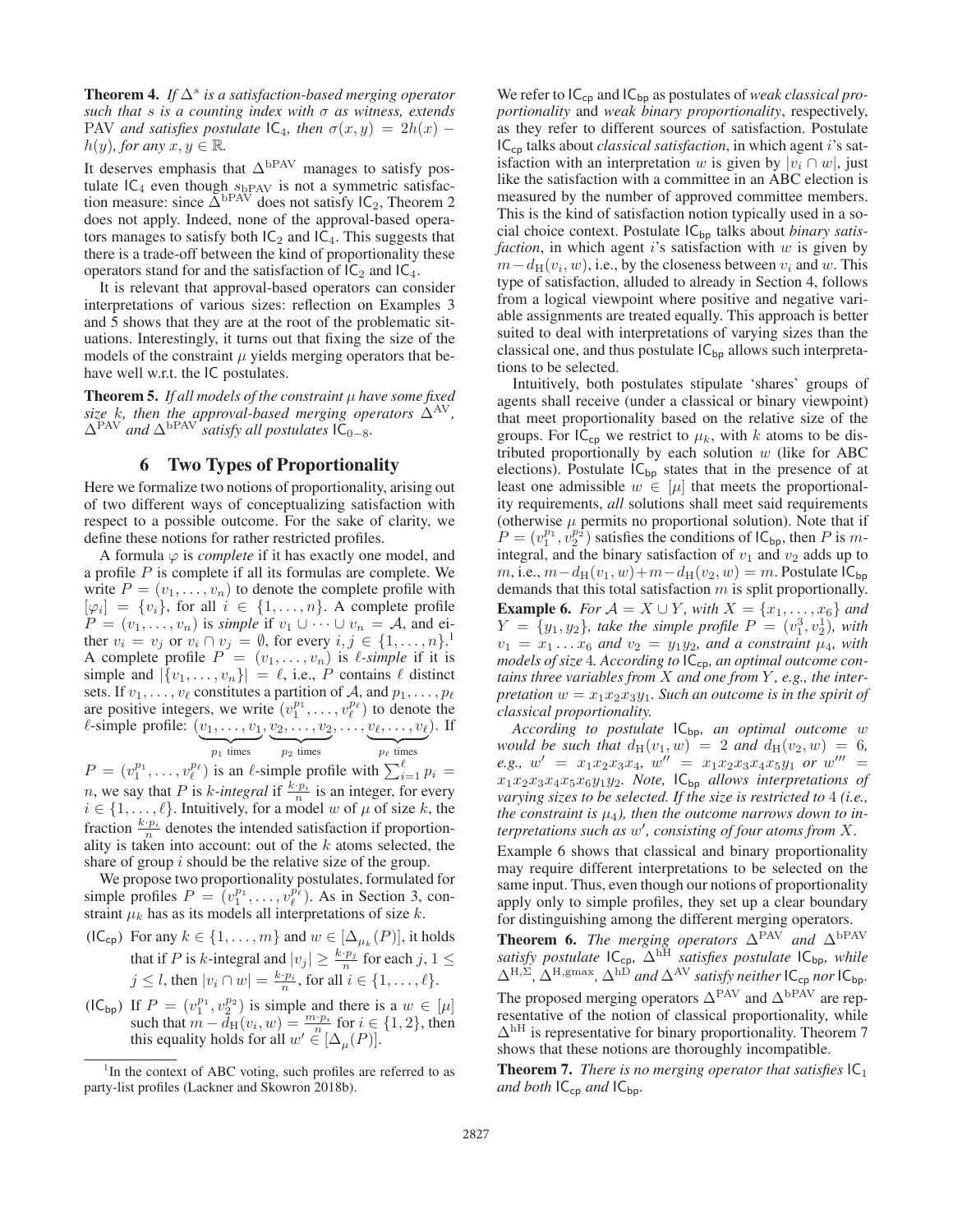**Theorem 4.** *If $\Delta^s$ is a satisfaction-based merging operator such that $s$ is a counting index with $\sigma$ as witness, extends* PAV *and satisfies postulate* $\mathsf{IC}_4$*, then $\sigma(x, y) = 2h(x) - h(y)$, for any $x, y \in \mathbb{R}$.*

It deserves emphasis that $\Delta^{\text{bPAV}}$ manages to satisfy postulate $\mathsf{IC}_4$ even though $s_{\text{bPAV}}$ is not a symmetric satisfaction measure: since $\Delta^{\text{bPAV}}$ does not satisfy $\mathsf{IC}_2$, Theorem 2 does not apply. Indeed, none of the approval-based operators manages to satisfy both $\mathsf{IC}_2$ and $\mathsf{IC}_4$. This suggests that there is a trade-off between the kind of proportionality these operators stand for and the satisfaction of $\mathsf{IC}_2$ and $\mathsf{IC}_4$.

It is relevant that approval-based operators can consider interpretations of various sizes: reflection on Examples 3 and 5 shows that they are at the root of the problematic situations. Interestingly, it turns out that fixing the size of the models of the constraint $\mu$ yields merging operators that behave well w.r.t. the IC postulates.

**Theorem 5.** *If all models of the constraint $\mu$ have some fixed size $k$, then the approval-based merging operators $\Delta^{\text{AV}}$, $\Delta^{\text{PAV}}$ and $\Delta^{\text{bPAV}}$ satisfy all postulates $\mathsf{IC}_{0-8}$.*

## 6 Two Types of Proportionality

Here we formalize two notions of proportionality, arising out of two different ways of conceptualizing satisfaction with respect to a possible outcome. For the sake of clarity, we define these notions for rather restricted profiles.

A formula $\varphi$ is *complete* if it has exactly one model, and a profile $P$ is complete if all its formulas are complete. We write $P = (v_1, \dots, v_n)$ to denote the complete profile with $[\varphi_i] = \{v_i\}$, for all $i \in \{1, \dots, n\}$. A complete profile $P = (v_1, \dots, v_n)$ is *simple* if $v_1 \cup \dots \cup v_n = \mathcal{A}$, and either $v_i = v_j$ or $v_i \cap v_j = \emptyset$, for every $i, j \in \{1, \dots, n\}$.[1] A complete profile $P = (v_1, \dots, v_n)$ is *$\ell$-simple* if it is simple and $|\{v_1, \dots, v_n\}| = \ell$, i.e., $P$ contains $\ell$ distinct sets. If $v_1, \dots, v_\ell$ constitutes a partition of $\mathcal{A}$, and $p_1, \dots, p_\ell$ are positive integers, we write $(v_1^{p_1}, \dots, v_\ell^{p_\ell})$ to denote the $\ell$-simple profile: $(\underbrace{v_1, \dots, v_1}_{p_1 \text{ times}}, \underbrace{v_2, \dots, v_2}_{p_2 \text{ times}}, \dots, \underbrace{v_\ell, \dots, v_\ell}_{p_\ell \text{ times}})$. If $P = (v_1^{p_1}, \dots, v_\ell^{p_\ell})$ is an $\ell$-simple profile with $\sum_{i=1}^{\ell} p_i = n$, we say that $P$ is *$k$-integral* if $\frac{k \cdot p_i}{n}$ is an integer, for every $i \in \{1, \dots, \ell\}$. Intuitively, for a model $w$ of $\mu$ of size $k$, the fraction $\frac{k \cdot p_i}{n}$ denotes the intended satisfaction if proportionality is taken into account: out of the $k$ atoms selected, the share of group $i$ should be the relative size of the group.

We propose two proportionality postulates, formulated for simple profiles $P = (v_1^{p_1}, \dots, v_\ell^{p_\ell})$. As in Section 3, constraint $\mu_k$ has as its models all interpretations of size $k$.

($\mathsf{IC}_{\mathsf{cp}}$) For any $k \in \{1, \dots, m\}$ and $w \in [\Delta_{\mu_k}(P)]$, it holds that if $P$ is $k$-integral and $|v_j| \geq \frac{k \cdot p_j}{n}$ for each $j$, $1 \leq j \leq l$, then $|v_i \cap w| = \frac{k \cdot p_i}{n}$, for all $i \in \{1, \dots, \ell\}$.

($\mathsf{IC}_{\mathsf{bp}}$) If $P = (v_1^{p_1}, v_2^{p_2})$ is simple and there is a $w \in [\mu]$ such that $m - d_{\text{H}}(v_i, w) = \frac{m \cdot p_i}{n}$ for $i \in \{1, 2\}$, then this equality holds for all $w' \in [\Delta_\mu(P)]$.

We refer to $\mathsf{IC}_{\mathsf{cp}}$ and $\mathsf{IC}_{\mathsf{bp}}$ as postulates of *weak classical proportionality* and *weak binary proportionality*, respectively, as they refer to different sources of satisfaction. Postulate $\mathsf{IC}_{\mathsf{cp}}$ talks about *classical satisfaction*, in which agent $i$'s satisfaction with an interpretation $w$ is given by $|v_i \cap w|$, just like the satisfaction with a committee in an ABC election is measured by the number of approved committee members. This is the kind of satisfaction notion typically used in a social choice context. Postulate $\mathsf{IC}_{\mathsf{bp}}$ talks about *binary satisfaction*, in which agent $i$'s satisfaction with $w$ is given by $m - d_{\text{H}}(v_i, w)$, i.e., by the closeness between $v_i$ and $w$. This type of satisfaction, alluded to already in Section 4, follows from a logical viewpoint where positive and negative variable assignments are treated equally. This approach is better suited to deal with interpretations of varying sizes than the classical one, and thus postulate $\mathsf{IC}_{\mathsf{bp}}$ allows such interpretations to be selected.

Intuitively, both postulates stipulate 'shares' groups of agents shall receive (under a classical or binary viewpoint) that meet proportionality based on the relative size of the groups. For $\mathsf{IC}_{\mathsf{cp}}$ we restrict to $\mu_k$, with $k$ atoms to be distributed proportionally by each solution $w$ (like for ABC elections). Postulate $\mathsf{IC}_{\mathsf{bp}}$ states that in the presence of at least one admissible $w \in [\mu]$ that meets the proportionality requirements, *all* solutions shall meet said requirements (otherwise $\mu$ permits no proportional solution). Note that if $P = (v_1^{p_1}, v_2^{p_2})$ satisfies the conditions of $\mathsf{IC}_{\mathsf{bp}}$, then $P$ is $m$-integral, and the binary satisfaction of $v_1$ and $v_2$ adds up to $m$, i.e., $m - d_{\text{H}}(v_1, w) + m - d_{\text{H}}(v_2, w) = m$. Postulate $\mathsf{IC}_{\mathsf{bp}}$ demands that this total satisfaction $m$ is split proportionally.

**Example 6.** *For $\mathcal{A} = X \cup Y$, with $X = \{x_1, \dots, x_6\}$ and $Y = \{y_1, y_2\}$, take the simple profile $P = (v_1^3, v_2^1)$, with $v_1 = x_1 \dots x_6$ and $v_2 = y_1 y_2$, and a constraint $\mu_4$, with models of size 4. According to $\mathsf{IC}_{\mathsf{cp}}$, an optimal outcome contains three variables from $X$ and one from $Y$, e.g., the interpretation $w = x_1 x_2 x_3 y_1$. Such an outcome is in the spirit of classical proportionality.*

*According to postulate $\mathsf{IC}_{\mathsf{bp}}$, an optimal outcome $w$ would be such that $d_{\text{H}}(v_1, w) = 2$ and $d_{\text{H}}(v_2, w) = 6$, e.g., $w' = x_1 x_2 x_3 x_4$, $w'' = x_1 x_2 x_3 x_4 x_5 y_1$ or $w''' = x_1 x_2 x_3 x_4 x_5 x_6 y_1 y_2$. Note, $\mathsf{IC}_{\mathsf{bp}}$ allows interpretations of varying sizes to be selected. If the size is restricted to 4 (i.e., the constraint is $\mu_4$), then the outcome narrows down to interpretations such as $w'$, consisting of four atoms from $X$.*

Example 6 shows that classical and binary proportionality may require different interpretations to be selected on the same input. Thus, even though our notions of proportionality apply only to simple profiles, they set up a clear boundary for distinguishing among the different merging operators.

**Theorem 6.** *The merging operators $\Delta^{\text{PAV}}$ and $\Delta^{\text{bPAV}}$ satisfy postulate $\mathsf{IC}_{\mathsf{cp}}$, $\Delta^{\text{hH}}$ satisfies postulate $\mathsf{IC}_{\mathsf{bp}}$, while $\Delta^{\text{H},\Sigma}$, $\Delta^{\text{H,gmax}}$, $\Delta^{\text{hD}}$ and $\Delta^{\text{AV}}$ satisfy neither $\mathsf{IC}_{\mathsf{cp}}$ nor $\mathsf{IC}_{\mathsf{bp}}$.*

The proposed merging operators $\Delta^{\text{PAV}}$ and $\Delta^{\text{bPAV}}$ are representative of the notion of classical proportionality, while $\Delta^{\text{hH}}$ is representative for binary proportionality. Theorem 7 shows that these notions are thoroughly incompatible.

**Theorem 7.** *There is no merging operator that satisfies $\mathsf{IC}_1$ and both $\mathsf{IC}_{\mathsf{cp}}$ and $\mathsf{IC}_{\mathsf{bp}}$.*

[1] In the context of ABC voting, such profiles are referred to as party-list profiles (Lackner and Skowron 2018b).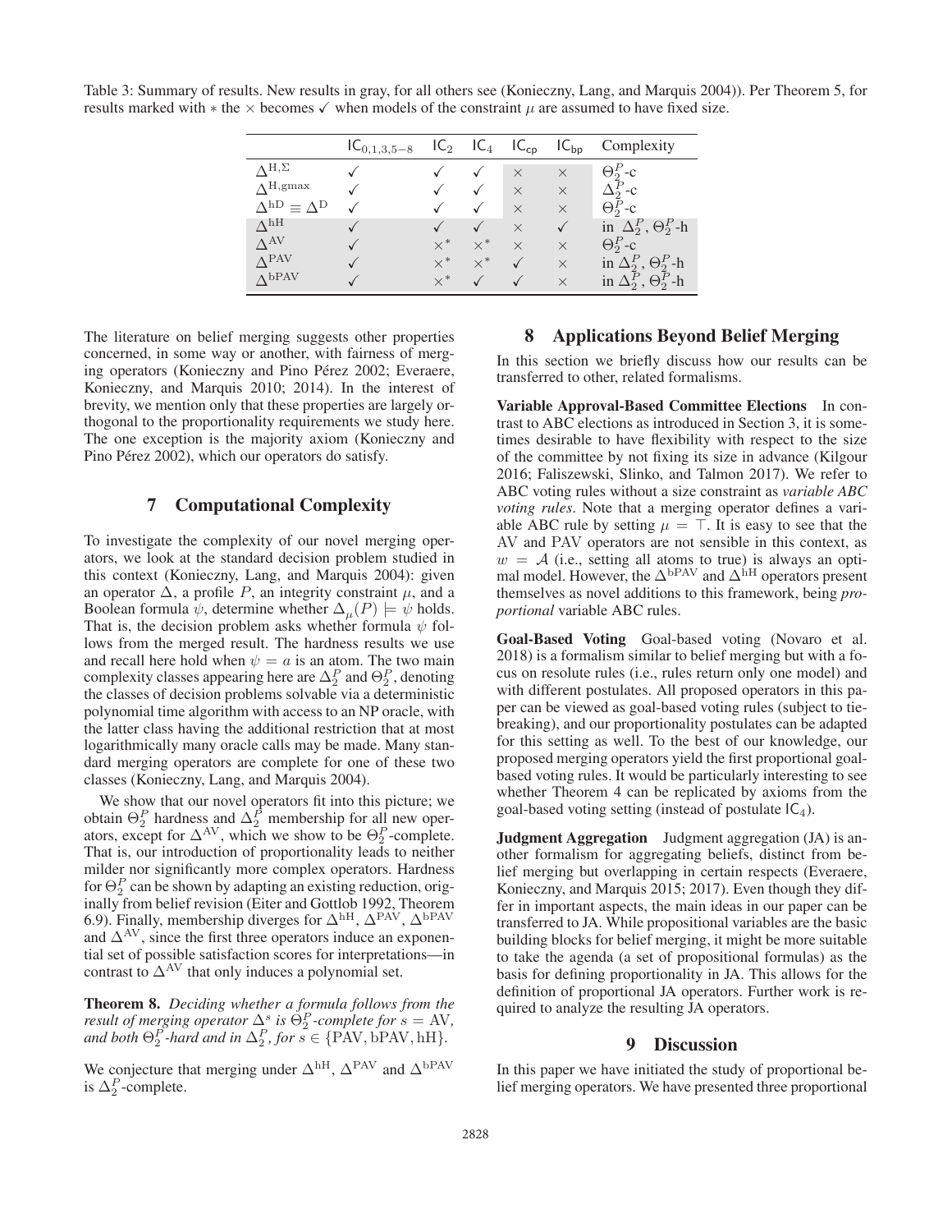Table 3: Summary of results. New results in gray, for all others see (Konieczny, Lang, and Marquis 2004)). Per Theorem 5, for results marked with ∗ the × becomes ✓ when models of the constraint $\mu$ are assumed to have fixed size.

| | $\mathsf{IC}_{0,1,3,5-8}$ | $\mathsf{IC}_2$ | $\mathsf{IC}_4$ | $\mathsf{IC}_{\mathsf{cp}}$ | $\mathsf{IC}_{\mathsf{bp}}$ | Complexity |
|---|---|---|---|---|---|---|
| $\Delta^{\mathrm{H},\Sigma}$ | ✓ | ✓ | ✓ | × | × | $\Theta_2^P$-c |
| $\Delta^{\mathrm{H,gmax}}$ | ✓ | ✓ | ✓ | × | × | $\Delta_2^P$-c |
| $\Delta^{\mathrm{hD}} \equiv \Delta^{\mathrm{D}}$ | ✓ | ✓ | ✓ | × | × | $\Theta_2^P$-c |
| $\Delta^{\mathrm{hH}}$ | ✓ | ✓ | ✓ | × | ✓ | in $\Delta_2^P$, $\Theta_2^P$-h |
| $\Delta^{\mathrm{AV}}$ | ✓ | ×* | ×* | × | × | $\Theta_2^P$-c |
| $\Delta^{\mathrm{PAV}}$ | ✓ | ×* | ×* | ✓ | × | in $\Delta_2^P$, $\Theta_2^P$-h |
| $\Delta^{\mathrm{bPAV}}$ | ✓ | ×* | ✓ | ✓ | × | in $\Delta_2^P$, $\Theta_2^P$-h |

The literature on belief merging suggests other properties concerned, in some way or another, with fairness of merging operators (Konieczny and Pino Pérez 2002; Everaere, Konieczny, and Marquis 2010; 2014). In the interest of brevity, we mention only that these properties are largely orthogonal to the proportionality requirements we study here. The one exception is the majority axiom (Konieczny and Pino Pérez 2002), which our operators do satisfy.

## 7 Computational Complexity

To investigate the complexity of our novel merging operators, we look at the standard decision problem studied in this context (Konieczny, Lang, and Marquis 2004): given an operator $\Delta$, a profile $P$, an integrity constraint $\mu$, and a Boolean formula $\psi$, determine whether $\Delta_\mu(P) \models \psi$ holds. That is, the decision problem asks whether formula $\psi$ follows from the merged result. The hardness results we use and recall here hold when $\psi = a$ is an atom. The two main complexity classes appearing here are $\Delta_2^P$ and $\Theta_2^P$, denoting the classes of decision problems solvable via a deterministic polynomial time algorithm with access to an NP oracle, with the latter class having the additional restriction that at most logarithmically many oracle calls may be made. Many standard merging operators are complete for one of these two classes (Konieczny, Lang, and Marquis 2004).

We show that our novel operators fit into this picture; we obtain $\Theta_2^P$ hardness and $\Delta_2^P$ membership for all new operators, except for $\Delta^{\mathrm{AV}}$, which we show to be $\Theta_2^P$-complete. That is, our introduction of proportionality leads to neither milder nor significantly more complex operators. Hardness for $\Theta_2^P$ can be shown by adapting an existing reduction, originally from belief revision (Eiter and Gottlob 1992, Theorem 6.9). Finally, membership diverges for $\Delta^{\mathrm{hH}}$, $\Delta^{\mathrm{PAV}}$, $\Delta^{\mathrm{bPAV}}$ and $\Delta^{\mathrm{AV}}$, since the first three operators induce an exponential set of possible satisfaction scores for interpretations—in contrast to $\Delta^{\mathrm{AV}}$ that only induces a polynomial set.

**Theorem 8.** *Deciding whether a formula follows from the result of merging operator $\Delta^s$ is $\Theta_2^P$-complete for $s = \mathrm{AV}$, and both $\Theta_2^P$-hard and in $\Delta_2^P$, for $s \in \{\mathrm{PAV}, \mathrm{bPAV}, \mathrm{hH}\}$.*

We conjecture that merging under $\Delta^{\mathrm{hH}}$, $\Delta^{\mathrm{PAV}}$ and $\Delta^{\mathrm{bPAV}}$ is $\Delta_2^P$-complete.

## 8 Applications Beyond Belief Merging

In this section we briefly discuss how our results can be transferred to other, related formalisms.

**Variable Approval-Based Committee Elections** In contrast to ABC elections as introduced in Section 3, it is sometimes desirable to have flexibility with respect to the size of the committee by not fixing its size in advance (Kilgour 2016; Faliszewski, Slinko, and Talmon 2017). We refer to ABC voting rules without a size constraint as *variable ABC voting rules*. Note that a merging operator defines a variable ABC rule by setting $\mu = \top$. It is easy to see that the AV and PAV operators are not sensible in this context, as $w = \mathcal{A}$ (i.e., setting all atoms to true) is always an optimal model. However, the $\Delta^{\mathrm{bPAV}}$ and $\Delta^{\mathrm{hH}}$ operators present themselves as novel additions to this framework, being *proportional* variable ABC rules.

**Goal-Based Voting** Goal-based voting (Novaro et al. 2018) is a formalism similar to belief merging but with a focus on resolute rules (i.e., rules return only one model) and with different postulates. All proposed operators in this paper can be viewed as goal-based voting rules (subject to tie-breaking), and our proportionality postulates can be adapted for this setting as well. To the best of our knowledge, our proposed merging operators yield the first proportional goal-based voting rules. It would be particularly interesting to see whether Theorem 4 can be replicated by axioms from the goal-based voting setting (instead of postulate $\mathsf{IC}_4$).

**Judgment Aggregation** Judgment aggregation (JA) is another formalism for aggregating beliefs, distinct from belief merging but overlapping in certain respects (Everaere, Konieczny, and Marquis 2015; 2017). Even though they differ in important aspects, the main ideas in our paper can be transferred to JA. While propositional variables are the basic building blocks for belief merging, it might be more suitable to take the agenda (a set of propositional formulas) as the basis for defining proportionality in JA. This allows for the definition of proportional JA operators. Further work is required to analyze the resulting JA operators.

## 9 Discussion

In this paper we have initiated the study of proportional belief merging operators. We have presented three proportional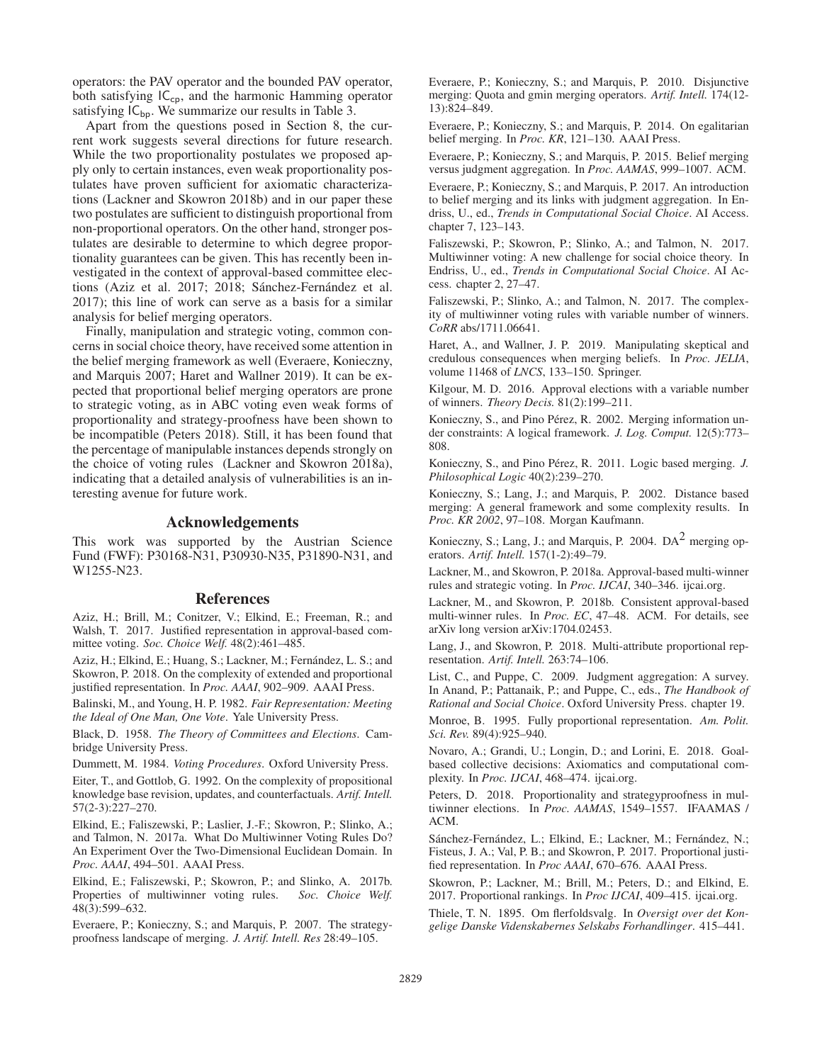operators: the PAV operator and the bounded PAV operator, both satisfying $\mathsf{IC}_{\mathsf{cp}}$, and the harmonic Hamming operator satisfying $\mathsf{IC}_{\mathsf{bp}}$. We summarize our results in Table 3.

Apart from the questions posed in Section 8, the current work suggests several directions for future research. While the two proportionality postulates we proposed apply only to certain instances, even weak proportionality postulates have proven sufficient for axiomatic characterizations (Lackner and Skowron 2018b) and in our paper these two postulates are sufficient to distinguish proportional from non-proportional operators. On the other hand, stronger postulates are desirable to determine to which degree proportionality guarantees can be given. This has recently been investigated in the context of approval-based committee elections (Aziz et al. 2017; 2018; Sánchez-Fernández et al. 2017); this line of work can serve as a basis for a similar analysis for belief merging operators.

Finally, manipulation and strategic voting, common concerns in social choice theory, have received some attention in the belief merging framework as well (Everaere, Konieczny, and Marquis 2007; Haret and Wallner 2019). It can be expected that proportional belief merging operators are prone to strategic voting, as in ABC voting even weak forms of proportionality and strategy-proofness have been shown to be incompatible (Peters 2018). Still, it has been found that the percentage of manipulable instances depends strongly on the choice of voting rules (Lackner and Skowron 2018a), indicating that a detailed analysis of vulnerabilities is an interesting avenue for future work.

## Acknowledgements

This work was supported by the Austrian Science Fund (FWF): P30168-N31, P30930-N35, P31890-N31, and W1255-N23.

## References

Aziz, H.; Brill, M.; Conitzer, V.; Elkind, E.; Freeman, R.; and Walsh, T. 2017. Justified representation in approval-based committee voting. *Soc. Choice Welf.* 48(2):461–485.

Aziz, H.; Elkind, E.; Huang, S.; Lackner, M.; Fernández, L. S.; and Skowron, P. 2018. On the complexity of extended and proportional justified representation. In *Proc. AAAI*, 902–909. AAAI Press.

Balinski, M., and Young, H. P. 1982. *Fair Representation: Meeting the Ideal of One Man, One Vote*. Yale University Press.

Black, D. 1958. *The Theory of Committees and Elections*. Cambridge University Press.

Dummett, M. 1984. *Voting Procedures*. Oxford University Press.

Eiter, T., and Gottlob, G. 1992. On the complexity of propositional knowledge base revision, updates, and counterfactuals. *Artif. Intell.* 57(2-3):227–270.

Elkind, E.; Faliszewski, P.; Laslier, J.-F.; Skowron, P.; Slinko, A.; and Talmon, N. 2017a. What Do Multiwinner Voting Rules Do? An Experiment Over the Two-Dimensional Euclidean Domain. In *Proc. AAAI*, 494–501. AAAI Press.

Elkind, E.; Faliszewski, P.; Skowron, P.; and Slinko, A. 2017b. Properties of multiwinner voting rules. *Soc. Choice Welf.* 48(3):599–632.

Everaere, P.; Konieczny, S.; and Marquis, P. 2007. The strategy-proofness landscape of merging. *J. Artif. Intell. Res* 28:49–105.

Everaere, P.; Konieczny, S.; and Marquis, P. 2010. Disjunctive merging: Quota and gmin merging operators. *Artif. Intell.* 174(12-13):824–849.

Everaere, P.; Konieczny, S.; and Marquis, P. 2014. On egalitarian belief merging. In *Proc. KR*, 121–130. AAAI Press.

Everaere, P.; Konieczny, S.; and Marquis, P. 2015. Belief merging versus judgment aggregation. In *Proc. AAMAS*, 999–1007. ACM.

Everaere, P.; Konieczny, S.; and Marquis, P. 2017. An introduction to belief merging and its links with judgment aggregation. In Endriss, U., ed., *Trends in Computational Social Choice*. AI Access. chapter 7, 123–143.

Faliszewski, P.; Skowron, P.; Slinko, A.; and Talmon, N. 2017. Multiwinner voting: A new challenge for social choice theory. In Endriss, U., ed., *Trends in Computational Social Choice*. AI Access. chapter 2, 27–47.

Faliszewski, P.; Slinko, A.; and Talmon, N. 2017. The complexity of multiwinner voting rules with variable number of winners. *CoRR* abs/1711.06641.

Haret, A., and Wallner, J. P. 2019. Manipulating skeptical and credulous consequences when merging beliefs. In *Proc. JELIA*, volume 11468 of *LNCS*, 133–150. Springer.

Kilgour, M. D. 2016. Approval elections with a variable number of winners. *Theory Decis.* 81(2):199–211.

Konieczny, S., and Pino Pérez, R. 2002. Merging information under constraints: A logical framework. *J. Log. Comput.* 12(5):773–808.

Konieczny, S., and Pino Pérez, R. 2011. Logic based merging. *J. Philosophical Logic* 40(2):239–270.

Konieczny, S.; Lang, J.; and Marquis, P. 2002. Distance based merging: A general framework and some complexity results. In *Proc. KR 2002*, 97–108. Morgan Kaufmann.

Konieczny, S.; Lang, J.; and Marquis, P. 2004. $\mathrm{DA}^2$ merging operators. *Artif. Intell.* 157(1-2):49–79.

Lackner, M., and Skowron, P. 2018a. Approval-based multi-winner rules and strategic voting. In *Proc. IJCAI*, 340–346. ijcai.org.

Lackner, M., and Skowron, P. 2018b. Consistent approval-based multi-winner rules. In *Proc. EC*, 47–48. ACM. For details, see arXiv long version arXiv:1704.02453.

Lang, J., and Skowron, P. 2018. Multi-attribute proportional representation. *Artif. Intell.* 263:74–106.

List, C., and Puppe, C. 2009. Judgment aggregation: A survey. In Anand, P.; Pattanaik, P.; and Puppe, C., eds., *The Handbook of Rational and Social Choice*. Oxford University Press. chapter 19.

Monroe, B. 1995. Fully proportional representation. *Am. Polit. Sci. Rev.* 89(4):925–940.

Novaro, A.; Grandi, U.; Longin, D.; and Lorini, E. 2018. Goal-based collective decisions: Axiomatics and computational complexity. In *Proc. IJCAI*, 468–474. ijcai.org.

Peters, D. 2018. Proportionality and strategyproofness in multiwinner elections. In *Proc. AAMAS*, 1549–1557. IFAAMAS / ACM.

Sánchez-Fernández, L.; Elkind, E.; Lackner, M.; Fernández, N.; Fisteus, J. A.; Val, P. B.; and Skowron, P. 2017. Proportional justified representation. In *Proc AAAI*, 670–676. AAAI Press.

Skowron, P.; Lackner, M.; Brill, M.; Peters, D.; and Elkind, E. 2017. Proportional rankings. In *Proc IJCAI*, 409–415. ijcai.org.

Thiele, T. N. 1895. Om flerfoldsvalg. In *Oversigt over det Kongelige Danske Videnskabernes Selskabs Forhandlinger*. 415–441.